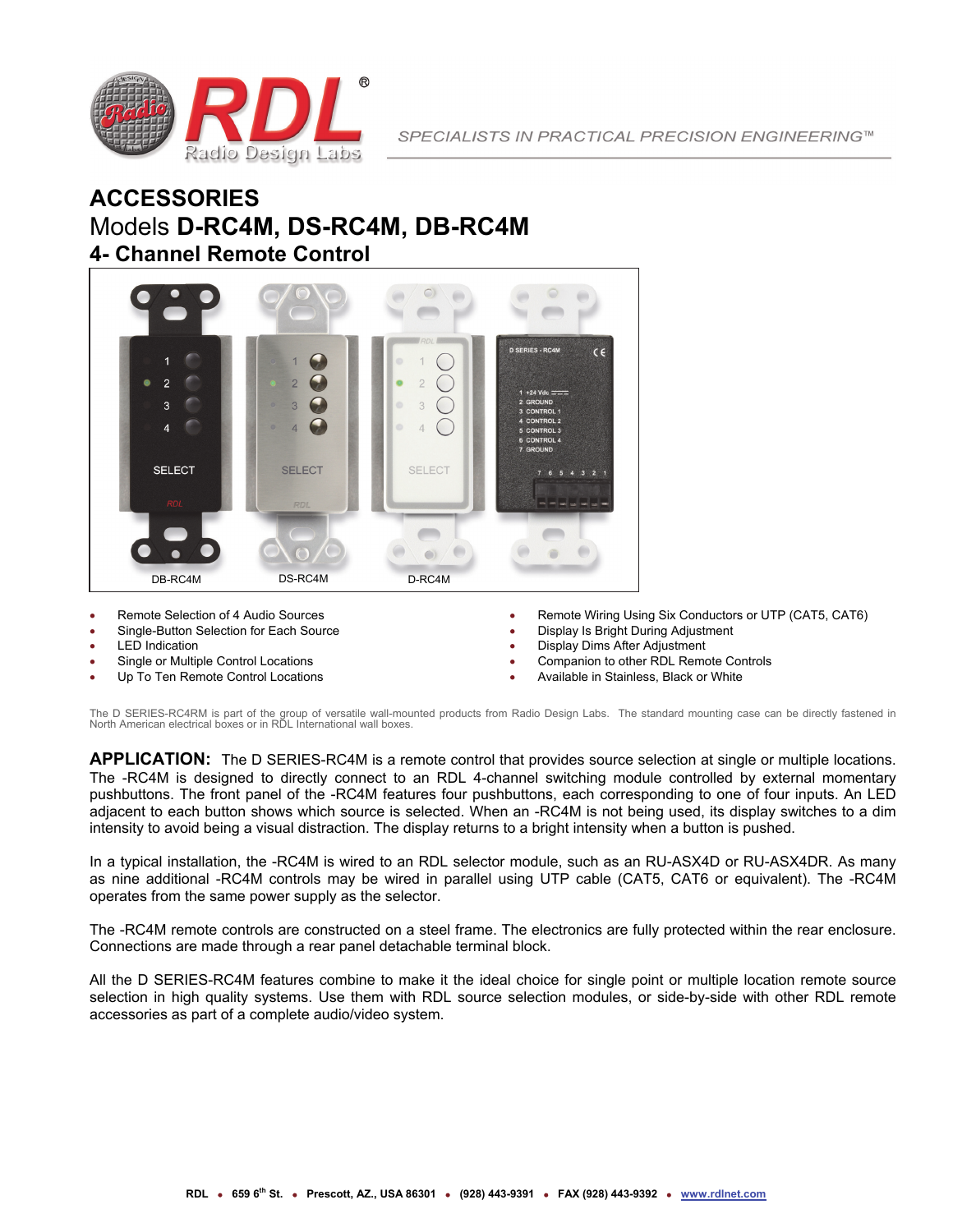# ACCESSORIES

## Models **D-RC4M, DS-RC4M, DB-RC4M**

## 4- Channel Remote Control

DB-RC4M DS-RC4M D-RC4M

- Remote Selection of 4 Audio Sources
- Single-Button Selection for Each Source
- LED Indication
- Single or Multiple Control Locations
- Up To Ten Remote Control Locations
- Remote Wiring Using Six Conductors or UTP (CAT5, CAT6)
- Display Is Bright During Adjustment
- Display Dims After Adjustment
- Companion to other RDL Remote Controls
- Available in Stainless, Black or White

The D SERIES-RC4RM is part of the group of versatile wall-mounted products from Radio Design Labs. The standard mounting case can be directly fastened in North American electrical boxes or in RDL International wall boxes.

**APPLICATION:** The D SERIES-RC4M is a remote control that provides source selection at single or multiple locations. The -RC4M is designed to directly connect to an RDL 4-channel switching module controlled by external momentary pushbuttons. The front panel of the -RC4M features four pushbuttons, each corresponding to one of four inputs. An LED adjacent to each button shows which source is selected. When an -RC4M is not being used, its display switches to a dim intensity to avoid being a visual distraction. The display returns to a bright intensity when a button is pushed.

In a typical installation, the -RC4M is wired to an RDL selector module, such as an RU-ASX4D or RU-ASX4DR. As many as nine additional -RC4M controls may be wired in parallel using UTP cable (CAT5, CAT6 or equivalent). The -RC4M operates from the same power supply as the selector.

The -RC4M remote controls are constructed on a steel frame. The electronics are fully protected within the rear enclosure. Connections are made through a rear panel detachable terminal block.

All the D SERIES-RC4M features combine to make it the ideal choice for single point or multiple location remote source selection in high quality systems. Use them with RDL source selection modules, or side-by-side with other RDL remote accessories as part of a complete audio/video system.

**RDL • 659 6th St. • Prescott, AZ., USA 86301 • (928) 443-9391 • FAX (928) 443-9392 • www.rdlnet.com**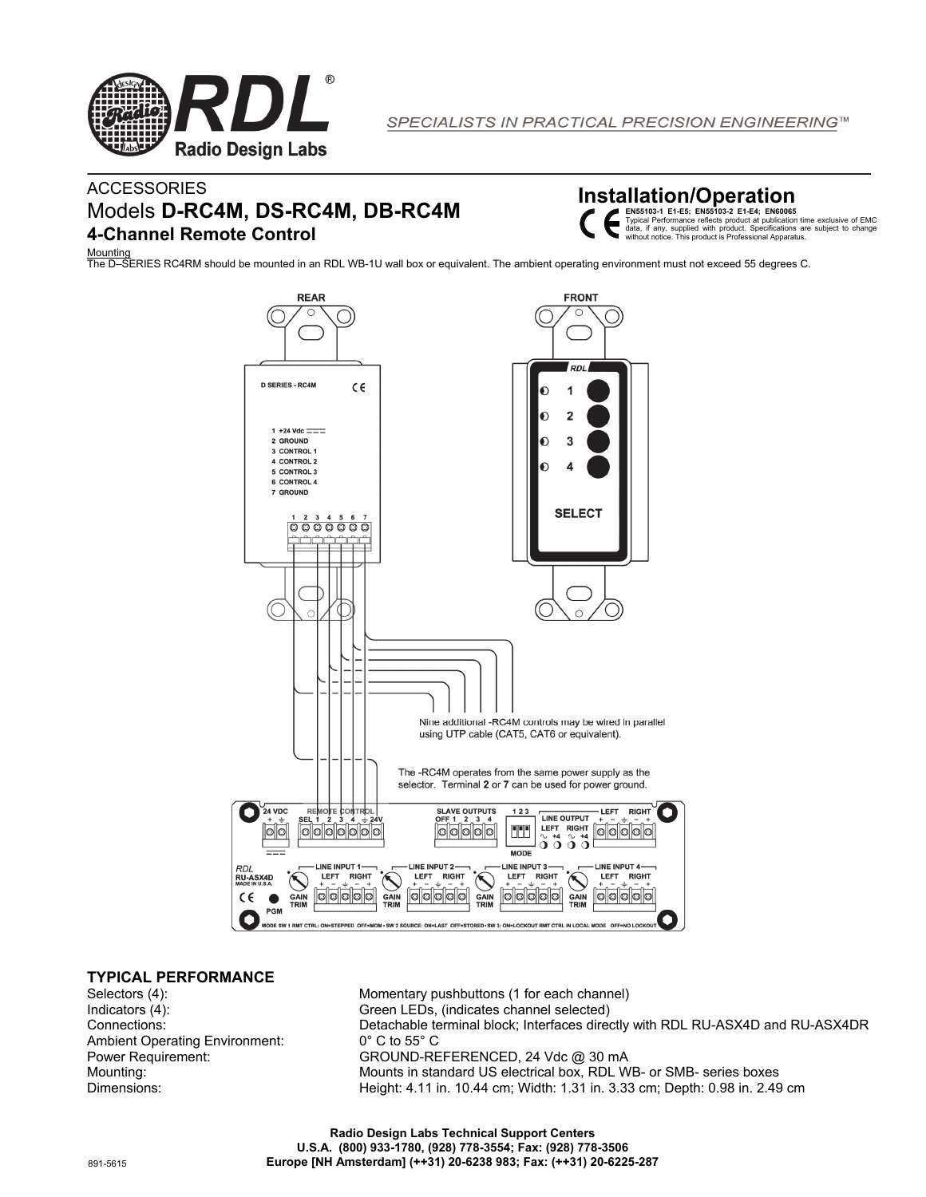RDL® Radio Design Labs

SPECIALISTS IN PRACTICAL PRECISION ENGINEERING™

ACCESSORIES

# Models **D-RC4M, DS-RC4M, DB-RC4M**

## 4-Channel Remote Control

## Installation/Operation

EN55103-1 E1-E5; EN55103-2 E1-E4; EN60065
Typical Performance reflects product at publication time exclusive of EMC data, if any, supplied with product. Specifications are subject to change without notice. This product is Professional Apparatus.

Mounting
The D–SERIES RC4RM should be mounted in an RDL WB-1U wall box or equivalent. The ambient operating environment must not exceed 55 degrees C.

REAR

D SERIES - RC4M

1 +24 Vdc
2 GROUND
3 CONTROL 1
4 CONTROL 2
5 CONTROL 3
6 CONTROL 4
7 GROUND

FRONT

RDL

1
2
3
4

SELECT

Nine additional -RC4M controls may be wired in parallel using UTP cable (CAT5, CAT6 or equivalent).

The -RC4M operates from the same power supply as the selector. Terminal **2** or **7** can be used for power ground.

24 VDC + ⏚

REMOTE CONTROL SEL 1 2 3 4 ⏚ 24V

SLAVE OUTPUTS OFF 1 2 3 4

1 2 3 MODE

LINE OUTPUT LEFT +4 RIGHT +4

LEFT RIGHT

RDL RU-ASX4D MADE IN U.S.A.

PGM

LINE INPUT 1 LEFT RIGHT GAIN TRIM

LINE INPUT 2 LEFT RIGHT GAIN TRIM

LINE INPUT 3 LEFT RIGHT GAIN TRIM

LINE INPUT 4 LEFT RIGHT GAIN TRIM

MODE SW 1 RMT CTRL: ON=STEPPED OFF=MOM • SW 2 SOURCE: ON=LAST OFF=STORED • SW 3: ON=LOCKOUT RMT CTRL IN LOCAL MODE OFF=NO LOCKOUT

### TYPICAL PERFORMANCE

| | |
|---|---|
| Selectors (4): | Momentary pushbuttons (1 for each channel) |
| Indicators (4): | Green LEDs, (indicates channel selected) |
| Connections: | Detachable terminal block; Interfaces directly with RDL RU-ASX4D and RU-ASX4DR |
| Ambient Operating Environment: | 0° C to 55° C |
| Power Requirement: | GROUND-REFERENCED, 24 Vdc @ 30 mA |
| Mounting: | Mounts in standard US electrical box, RDL WB- or SMB- series boxes |
| Dimensions: | Height: 4.11 in. 10.44 cm; Width: 1.31 in. 3.33 cm; Depth: 0.98 in. 2.49 cm |

**Radio Design Labs Technical Support Centers**
**U.S.A. (800) 933-1780, (928) 778-3554; Fax: (928) 778-3506**
**Europe [NH Amsterdam] (++31) 20-6238 983; Fax: (++31) 20-6225-287**

891-5615